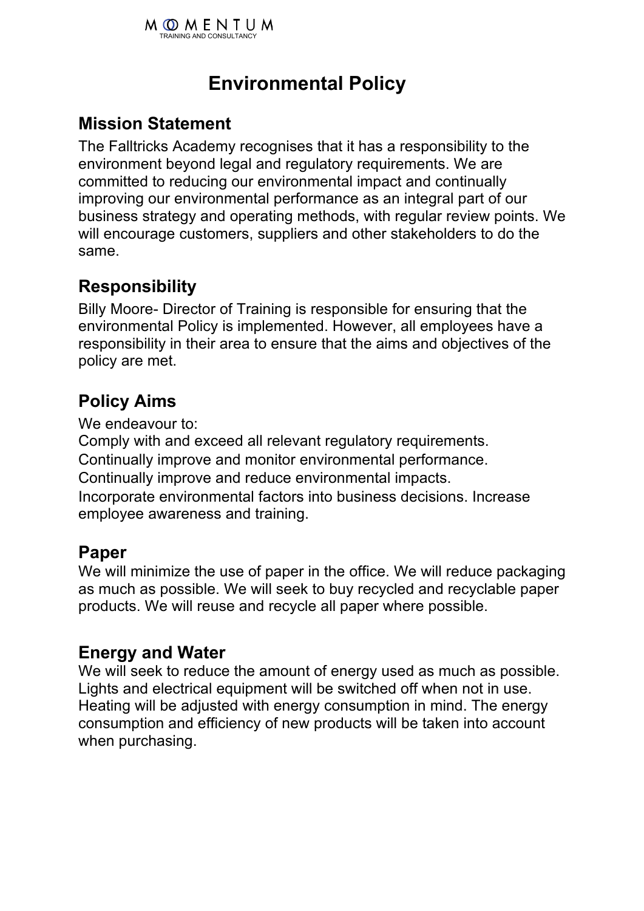MOMENTUM
TRAINING AND CONSULTANCY

# Environmental Policy

## Mission Statement

The Falltricks Academy recognises that it has a responsibility to the environment beyond legal and regulatory requirements. We are committed to reducing our environmental impact and continually improving our environmental performance as an integral part of our business strategy and operating methods, with regular review points. We will encourage customers, suppliers and other stakeholders to do the same.

## Responsibility

Billy Moore- Director of Training is responsible for ensuring that the environmental Policy is implemented. However, all employees have a responsibility in their area to ensure that the aims and objectives of the policy are met.

## Policy Aims

We endeavour to:

Comply with and exceed all relevant regulatory requirements.

Continually improve and monitor environmental performance.

Continually improve and reduce environmental impacts.

Incorporate environmental factors into business decisions. Increase employee awareness and training.

## Paper

We will minimize the use of paper in the office. We will reduce packaging as much as possible. We will seek to buy recycled and recyclable paper products. We will reuse and recycle all paper where possible.

## Energy and Water

We will seek to reduce the amount of energy used as much as possible. Lights and electrical equipment will be switched off when not in use. Heating will be adjusted with energy consumption in mind. The energy consumption and efficiency of new products will be taken into account when purchasing.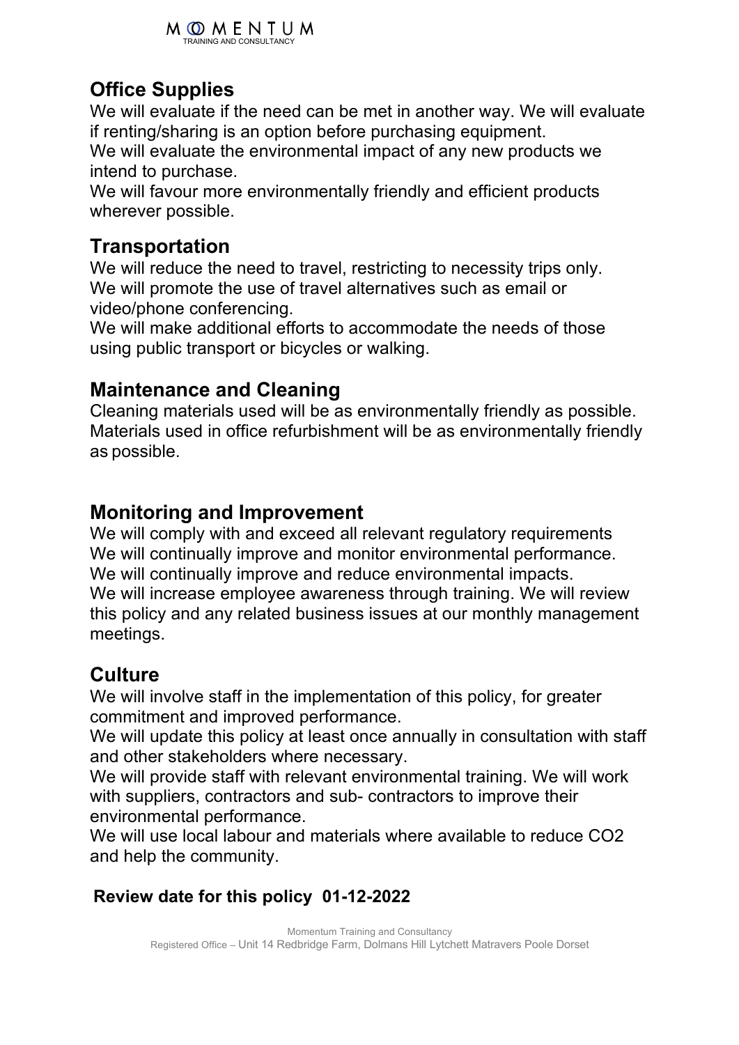## Office Supplies

We will evaluate if the need can be met in another way. We will evaluate if renting/sharing is an option before purchasing equipment.
We will evaluate the environmental impact of any new products we intend to purchase.
We will favour more environmentally friendly and efficient products wherever possible.

## Transportation

We will reduce the need to travel, restricting to necessity trips only.
We will promote the use of travel alternatives such as email or video/phone conferencing.
We will make additional efforts to accommodate the needs of those using public transport or bicycles or walking.

## Maintenance and Cleaning

Cleaning materials used will be as environmentally friendly as possible.
Materials used in office refurbishment will be as environmentally friendly as possible.

## Monitoring and Improvement

We will comply with and exceed all relevant regulatory requirements
We will continually improve and monitor environmental performance.
We will continually improve and reduce environmental impacts.
We will increase employee awareness through training. We will review this policy and any related business issues at our monthly management meetings.

## Culture

We will involve staff in the implementation of this policy, for greater commitment and improved performance.
We will update this policy at least once annually in consultation with staff and other stakeholders where necessary.
We will provide staff with relevant environmental training. We will work with suppliers, contractors and sub- contractors to improve their environmental performance.
We will use local labour and materials where available to reduce $CO_2$ and help the community.

**Review date for this policy 01-12-2022**